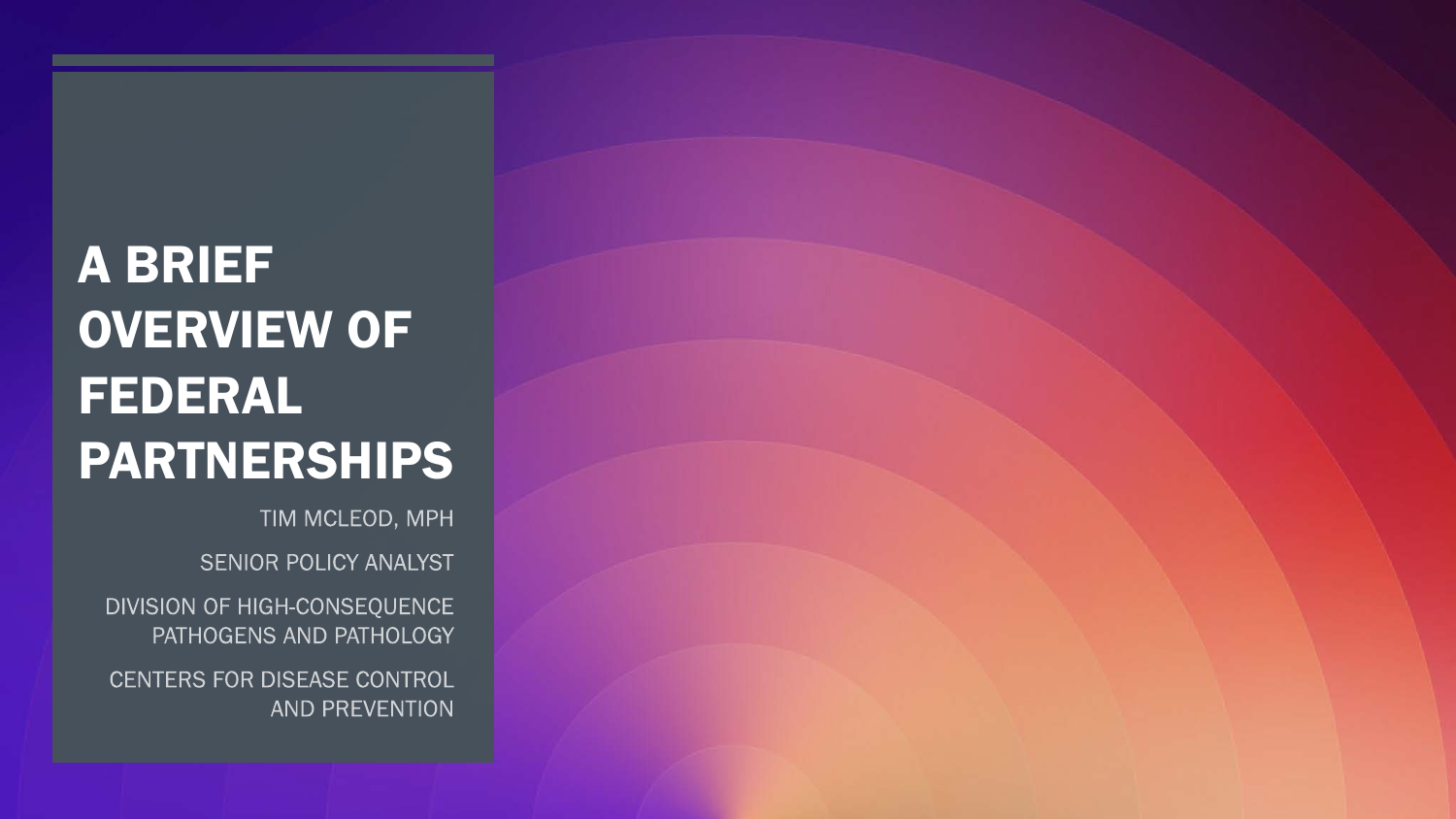# A BRIEF OVERVIEW OF FEDERAL PARTNERSHIPS

TIM MCLEOD, MPH

SENIOR POLICY ANALYST

DIVISION OF HIGH-CONSEQUENCE PATHOGENS AND PATHOLOGY

CENTERS FOR DISEASE CONTROL AND PREVENTION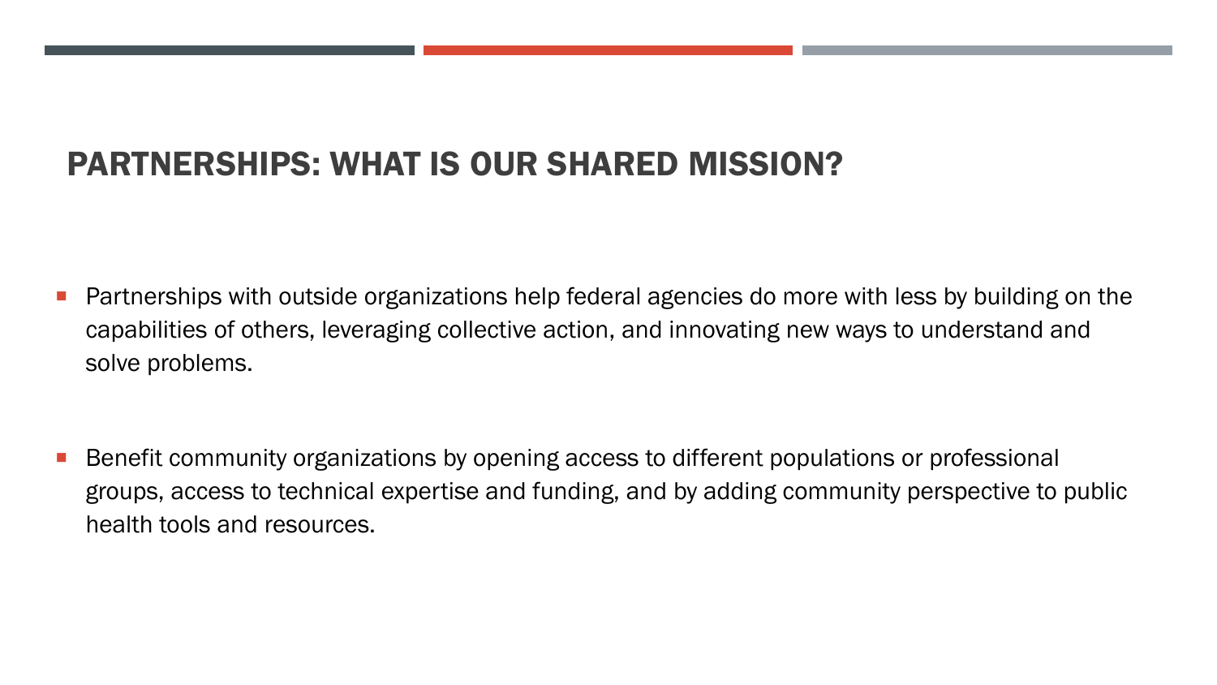## PARTNERSHIPS: WHAT IS OUR SHARED MISSION?

- Partnerships with outside organizations help federal agencies do more with less by building on the capabilities of others, leveraging collective action, and innovating new ways to understand and solve problems.

- Benefit community organizations by opening access to different populations or professional groups, access to technical expertise and funding, and by adding community perspective to public health tools and resources.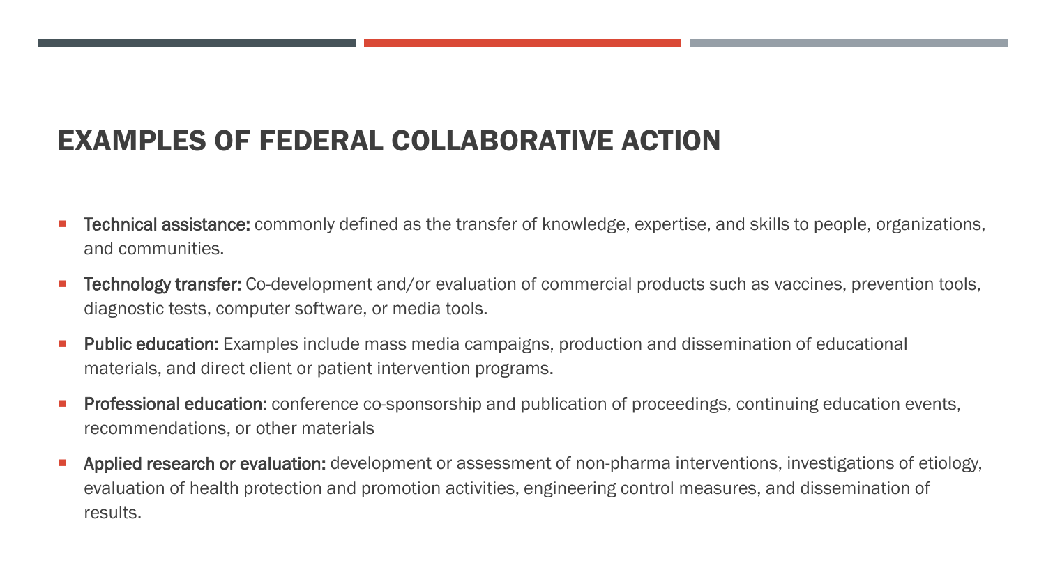# EXAMPLES OF FEDERAL COLLABORATIVE ACTION

- **Technical assistance:** commonly defined as the transfer of knowledge, expertise, and skills to people, organizations, and communities.
- **Technology transfer:** Co-development and/or evaluation of commercial products such as vaccines, prevention tools, diagnostic tests, computer software, or media tools.
- **Public education:** Examples include mass media campaigns, production and dissemination of educational materials, and direct client or patient intervention programs.
- **Professional education:** conference co-sponsorship and publication of proceedings, continuing education events, recommendations, or other materials
- **Applied research or evaluation:** development or assessment of non-pharma interventions, investigations of etiology, evaluation of health protection and promotion activities, engineering control measures, and dissemination of results.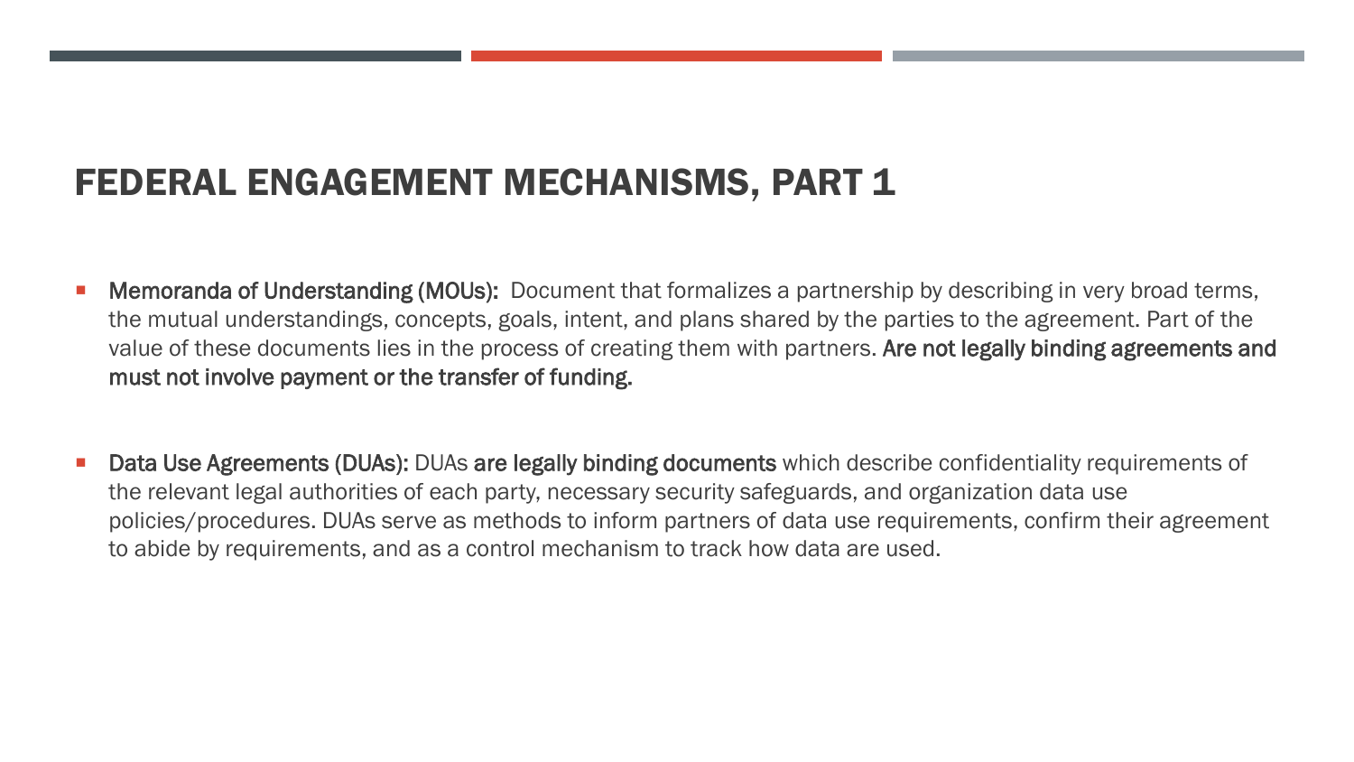# FEDERAL ENGAGEMENT MECHANISMS, PART 1

- **Memoranda of Understanding (MOUs):** Document that formalizes a partnership by describing in very broad terms, the mutual understandings, concepts, goals, intent, and plans shared by the parties to the agreement. Part of the value of these documents lies in the process of creating them with partners. **Are not legally binding agreements and must not involve payment or the transfer of funding.**

- **Data Use Agreements (DUAs):** DUAs **are legally binding documents** which describe confidentiality requirements of the relevant legal authorities of each party, necessary security safeguards, and organization data use policies/procedures. DUAs serve as methods to inform partners of data use requirements, confirm their agreement to abide by requirements, and as a control mechanism to track how data are used.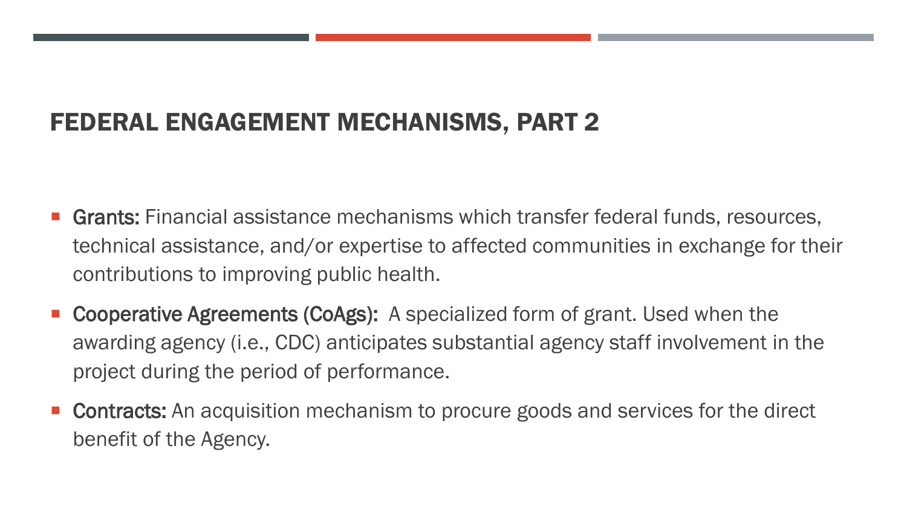# FEDERAL ENGAGEMENT MECHANISMS, PART 2

- **Grants:** Financial assistance mechanisms which transfer federal funds, resources, technical assistance, and/or expertise to affected communities in exchange for their contributions to improving public health.
- **Cooperative Agreements (CoAgs):** A specialized form of grant. Used when the awarding agency (i.e., CDC) anticipates substantial agency staff involvement in the project during the period of performance.
- **Contracts:** An acquisition mechanism to procure goods and services for the direct benefit of the Agency.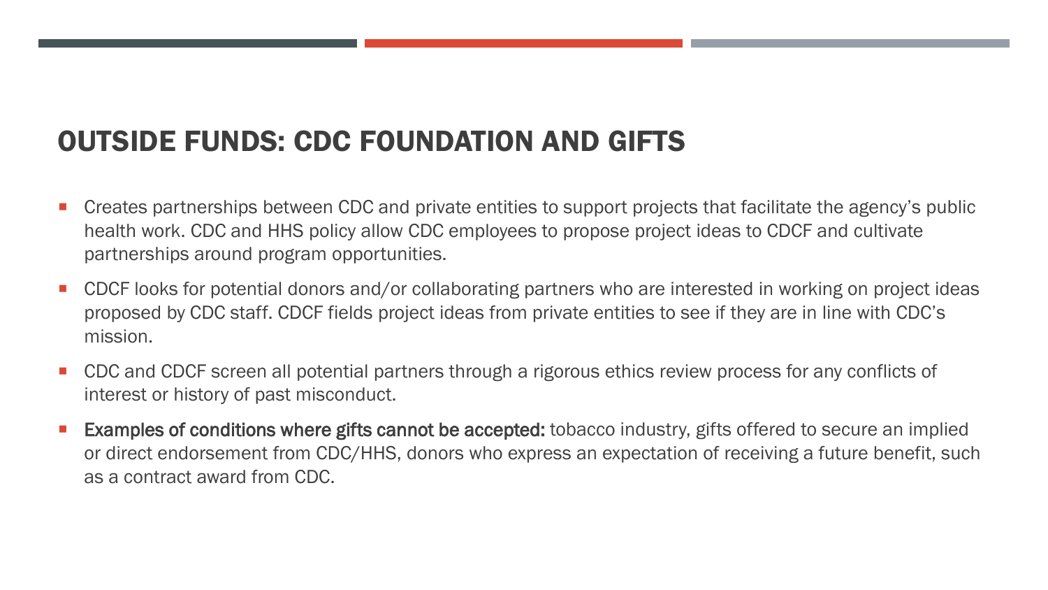## OUTSIDE FUNDS: CDC FOUNDATION AND GIFTS

- Creates partnerships between CDC and private entities to support projects that facilitate the agency's public health work. CDC and HHS policy allow CDC employees to propose project ideas to CDCF and cultivate partnerships around program opportunities.
- CDCF looks for potential donors and/or collaborating partners who are interested in working on project ideas proposed by CDC staff. CDCF fields project ideas from private entities to see if they are in line with CDC's mission.
- CDC and CDCF screen all potential partners through a rigorous ethics review process for any conflicts of interest or history of past misconduct.
- **Examples of conditions where gifts cannot be accepted:** tobacco industry, gifts offered to secure an implied or direct endorsement from CDC/HHS, donors who express an expectation of receiving a future benefit, such as a contract award from CDC.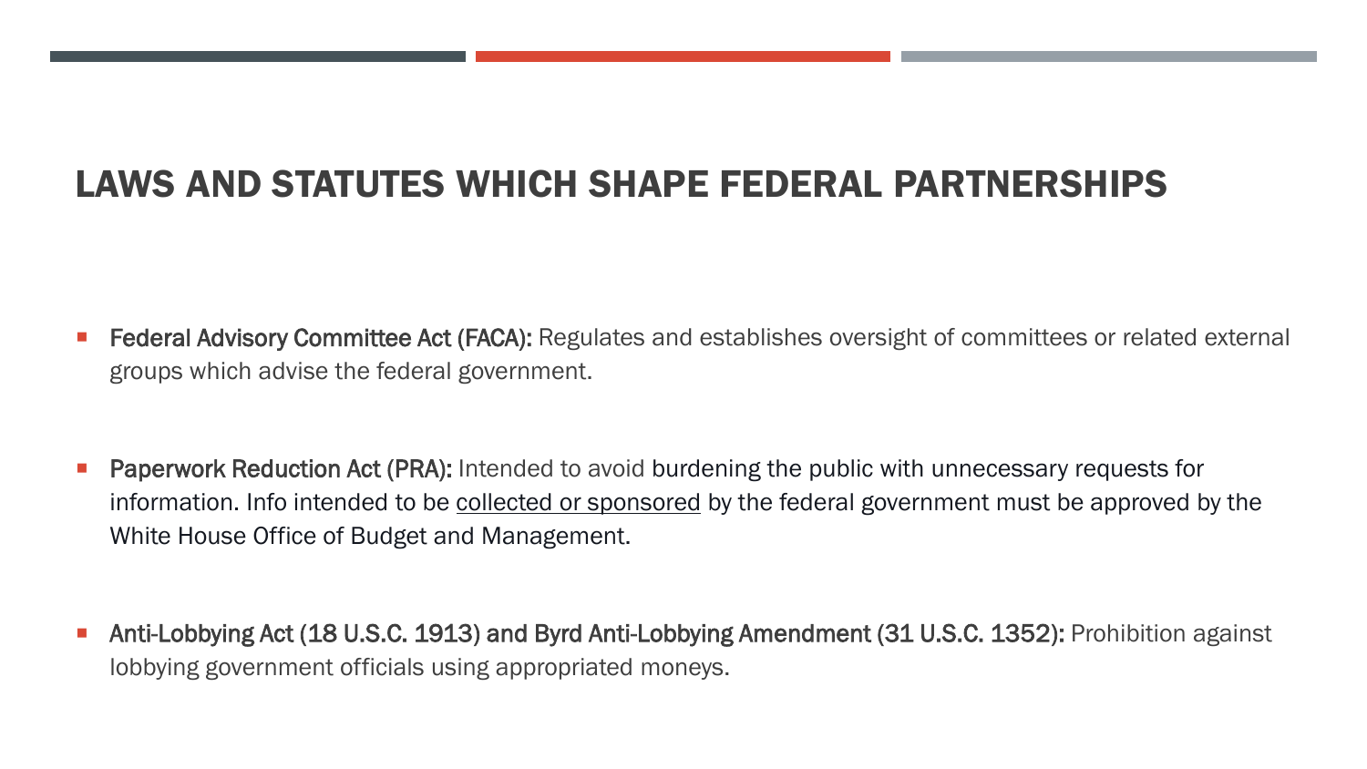# LAWS AND STATUTES WHICH SHAPE FEDERAL PARTNERSHIPS

- **Federal Advisory Committee Act (FACA):** Regulates and establishes oversight of committees or related external groups which advise the federal government.

- **Paperwork Reduction Act (PRA):** Intended to avoid burdening the public with unnecessary requests for information. Info intended to be <u>collected or sponsored</u> by the federal government must be approved by the White House Office of Budget and Management.

- **Anti-Lobbying Act (18 U.S.C. 1913) and Byrd Anti-Lobbying Amendment (31 U.S.C. 1352):** Prohibition against lobbying government officials using appropriated moneys.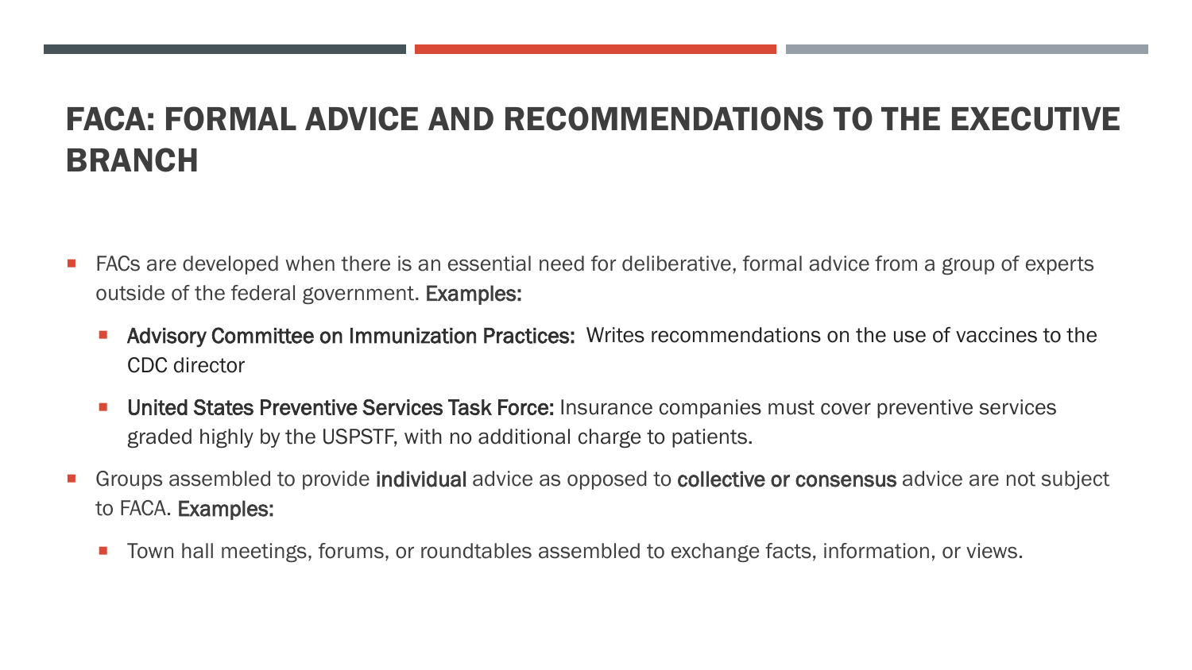# FACA: FORMAL ADVICE AND RECOMMENDATIONS TO THE EXECUTIVE BRANCH

- FACs are developed when there is an essential need for deliberative, formal advice from a group of experts outside of the federal government. **Examples:**
  - **Advisory Committee on Immunization Practices:** Writes recommendations on the use of vaccines to the CDC director
  - **United States Preventive Services Task Force:** Insurance companies must cover preventive services graded highly by the USPSTF, with no additional charge to patients.
- Groups assembled to provide **individual** advice as opposed to **collective or consensus** advice are not subject to FACA. **Examples:**
  - Town hall meetings, forums, or roundtables assembled to exchange facts, information, or views.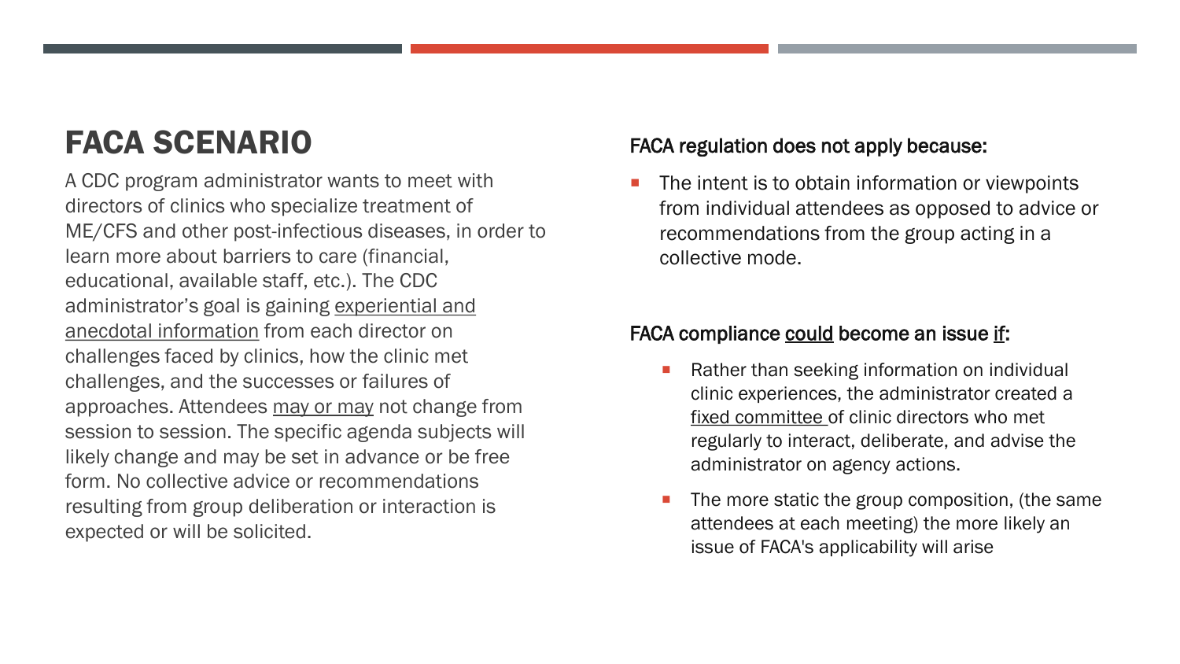# FACA SCENARIO

A CDC program administrator wants to meet with directors of clinics who specialize treatment of ME/CFS and other post-infectious diseases, in order to learn more about barriers to care (financial, educational, available staff, etc.). The CDC administrator's goal is gaining experiential and anecdotal information from each director on challenges faced by clinics, how the clinic met challenges, and the successes or failures of approaches. Attendees may or may not change from session to session. The specific agenda subjects will likely change and may be set in advance or be free form. No collective advice or recommendations resulting from group deliberation or interaction is expected or will be solicited.

FACA regulation does not apply because:

- The intent is to obtain information or viewpoints from individual attendees as opposed to advice or recommendations from the group acting in a collective mode.

FACA compliance could become an issue if:

- Rather than seeking information on individual clinic experiences, the administrator created a fixed committee of clinic directors who met regularly to interact, deliberate, and advise the administrator on agency actions.
- The more static the group composition, (the same attendees at each meeting) the more likely an issue of FACA's applicability will arise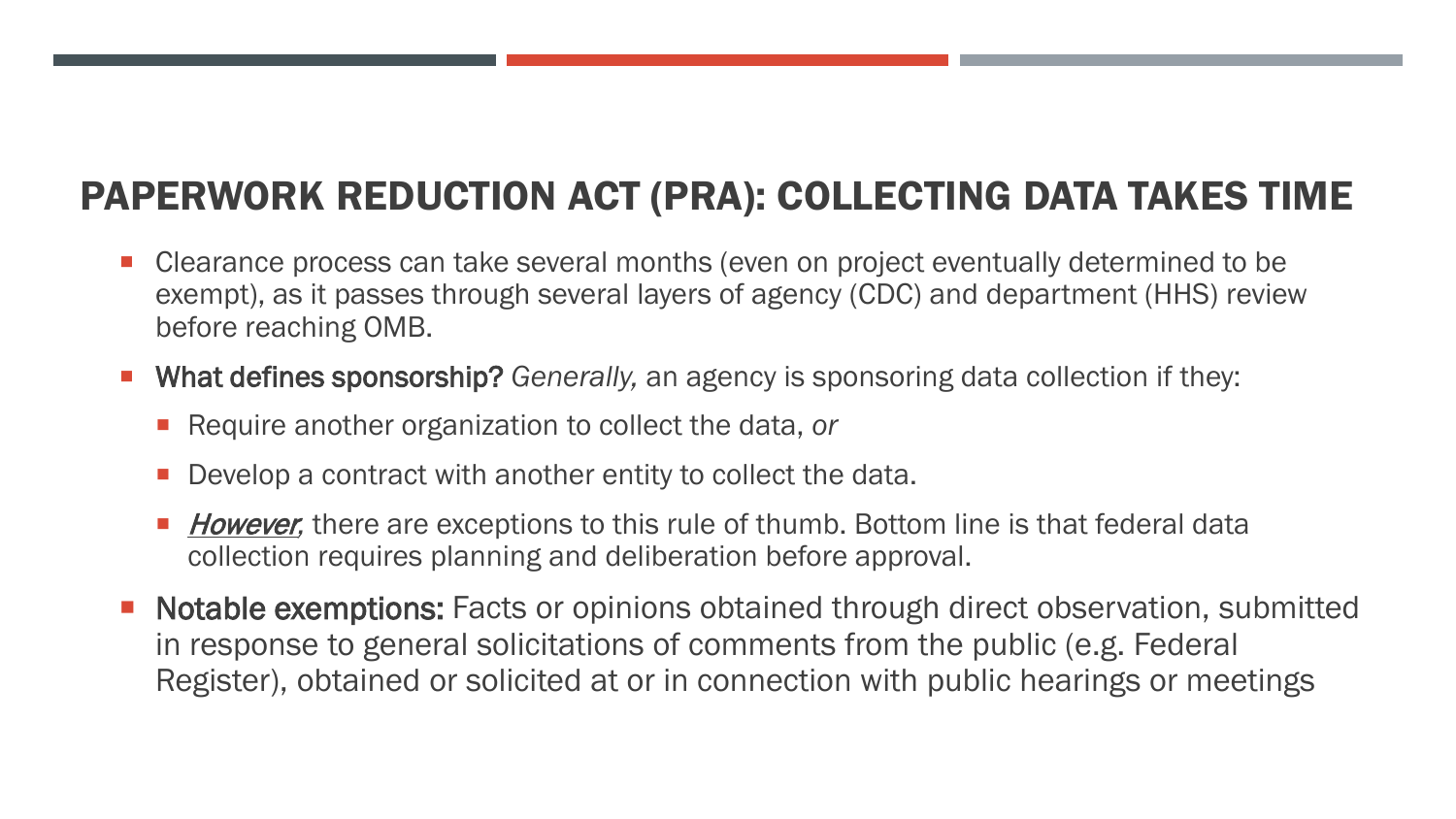# PAPERWORK REDUCTION ACT (PRA): COLLECTING DATA TAKES TIME

- Clearance process can take several months (even on project eventually determined to be exempt), as it passes through several layers of agency (CDC) and department (HHS) review before reaching OMB.
- **What defines sponsorship?** *Generally,* an agency is sponsoring data collection if they:
  - Require another organization to collect the data, *or*
  - Develop a contract with another entity to collect the data.
  - ***However,*** there are exceptions to this rule of thumb. Bottom line is that federal data collection requires planning and deliberation before approval.
- **Notable exemptions:** Facts or opinions obtained through direct observation, submitted in response to general solicitations of comments from the public (e.g. Federal Register), obtained or solicited at or in connection with public hearings or meetings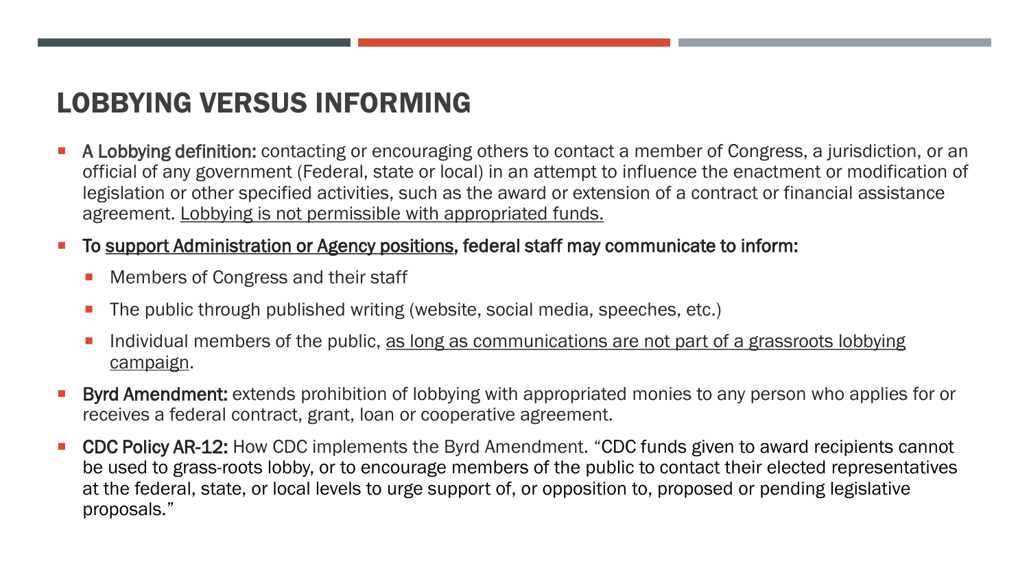# LOBBYING VERSUS INFORMING

- **A Lobbying definition:** contacting or encouraging others to contact a member of Congress, a jurisdiction, or an official of any government (Federal, state or local) in an attempt to influence the enactment or modification of legislation or other specified activities, such as the award or extension of a contract or financial assistance agreement. <u>Lobbying is not permissible with appropriated funds.</u>
- **To <u>support Administration or Agency positions</u>, federal staff may communicate to inform:**
  - Members of Congress and their staff
  - The public through published writing (website, social media, speeches, etc.)
  - Individual members of the public, <u>as long as communications are not part of a grassroots lobbying campaign</u>.
- **Byrd Amendment:** extends prohibition of lobbying with appropriated monies to any person who applies for or receives a federal contract, grant, loan or cooperative agreement.
- **CDC Policy AR-12:** How CDC implements the Byrd Amendment. "CDC funds given to award recipients cannot be used to grass-roots lobby, or to encourage members of the public to contact their elected representatives at the federal, state, or local levels to urge support of, or opposition to, proposed or pending legislative proposals."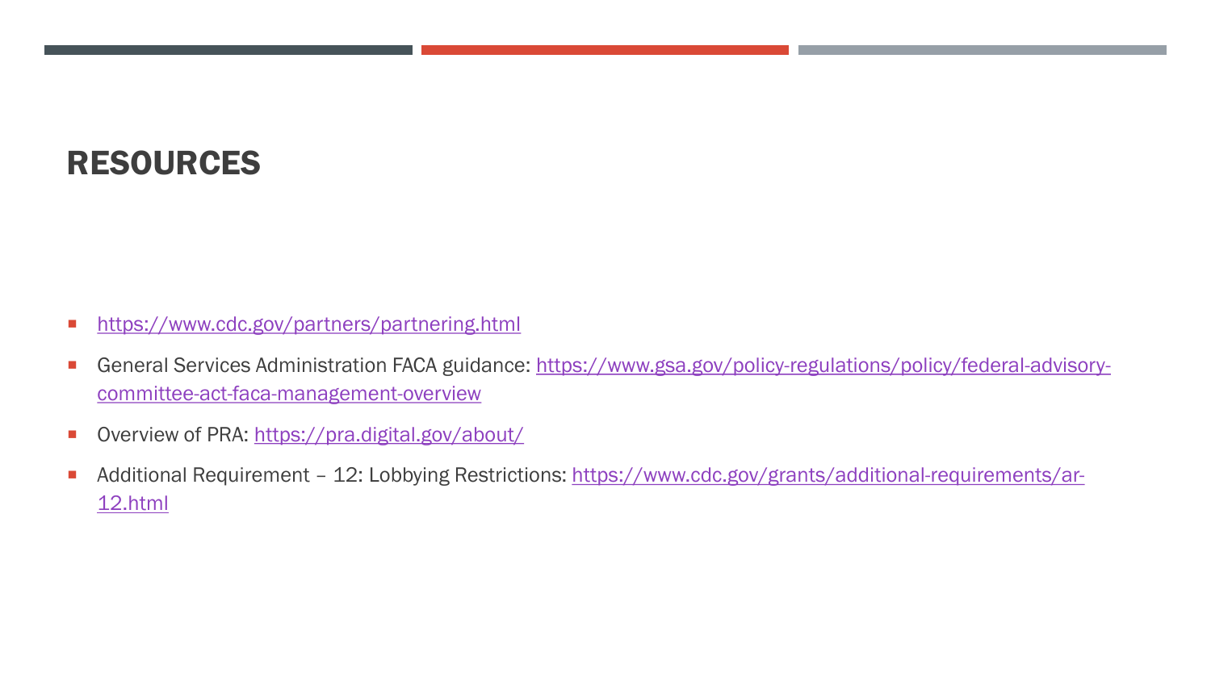# RESOURCES

- https://www.cdc.gov/partners/partnering.html
- General Services Administration FACA guidance: https://www.gsa.gov/policy-regulations/policy/federal-advisory-committee-act-faca-management-overview
- Overview of PRA: https://pra.digital.gov/about/
- Additional Requirement – 12: Lobbying Restrictions: https://www.cdc.gov/grants/additional-requirements/ar-12.html